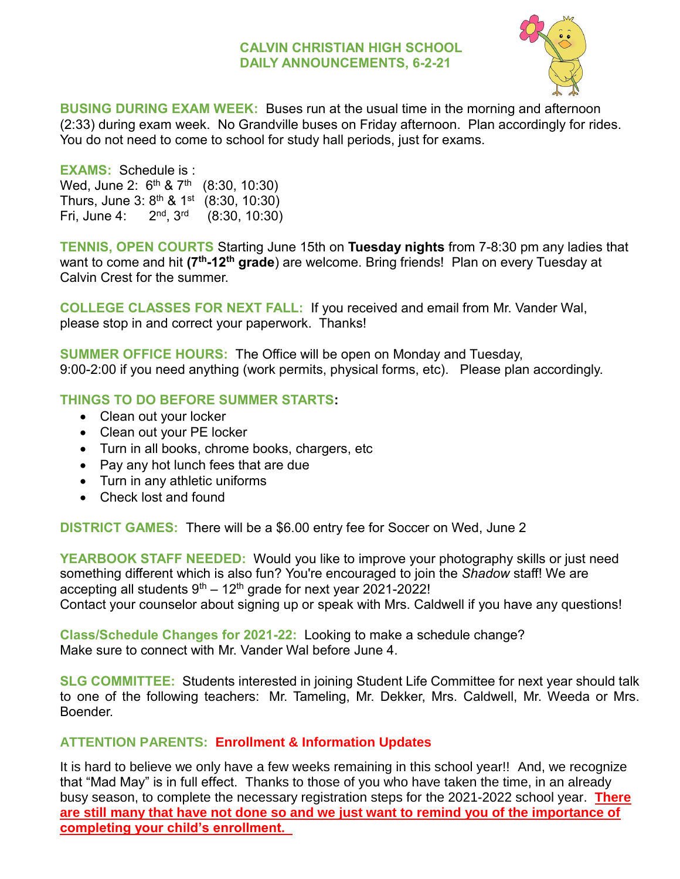# CALVIN CHRISTIAN HIGH SCHOOL
## DAILY ANNOUNCEMENTS, 6-2-21

**BUSING DURING EXAM WEEK:** Buses run at the usual time in the morning and afternoon (2:33) during exam week. No Grandville buses on Friday afternoon. Plan accordingly for rides. You do not need to come to school for study hall periods, just for exams.

**EXAMS:** Schedule is :
Wed, June 2: 6th & 7th (8:30, 10:30)
Thurs, June 3: 8th & 1st (8:30, 10:30)
Fri, June 4: 2nd, 3rd (8:30, 10:30)

**TENNIS, OPEN COURTS** Starting June 15th on **Tuesday nights** from 7-8:30 pm any ladies that want to come and hit **(7th-12th grade**) are welcome. Bring friends! Plan on every Tuesday at Calvin Crest for the summer.

**COLLEGE CLASSES FOR NEXT FALL:** If you received and email from Mr. Vander Wal, please stop in and correct your paperwork. Thanks!

**SUMMER OFFICE HOURS:** The Office will be open on Monday and Tuesday, 9:00-2:00 if you need anything (work permits, physical forms, etc). Please plan accordingly.

**THINGS TO DO BEFORE SUMMER STARTS:**

- Clean out your locker
- Clean out your PE locker
- Turn in all books, chrome books, chargers, etc
- Pay any hot lunch fees that are due
- Turn in any athletic uniforms
- Check lost and found

**DISTRICT GAMES:** There will be a $6.00 entry fee for Soccer on Wed, June 2

**YEARBOOK STAFF NEEDED:** Would you like to improve your photography skills or just need something different which is also fun? You're encouraged to join the *Shadow* staff! We are accepting all students 9th – 12th grade for next year 2021-2022!
Contact your counselor about signing up or speak with Mrs. Caldwell if you have any questions!

**Class/Schedule Changes for 2021-22:** Looking to make a schedule change? Make sure to connect with Mr. Vander Wal before June 4.

**SLG COMMITTEE:** Students interested in joining Student Life Committee for next year should talk to one of the following teachers: Mr. Tameling, Mr. Dekker, Mrs. Caldwell, Mr. Weeda or Mrs. Boender.

**ATTENTION PARENTS: Enrollment & Information Updates**

It is hard to believe we only have a few weeks remaining in this school year!! And, we recognize that "Mad May" is in full effect. Thanks to those of you who have taken the time, in an already busy season, to complete the necessary registration steps for the 2021-2022 school year. **There are still many that have not done so and we just want to remind you of the importance of completing your child's enrollment.**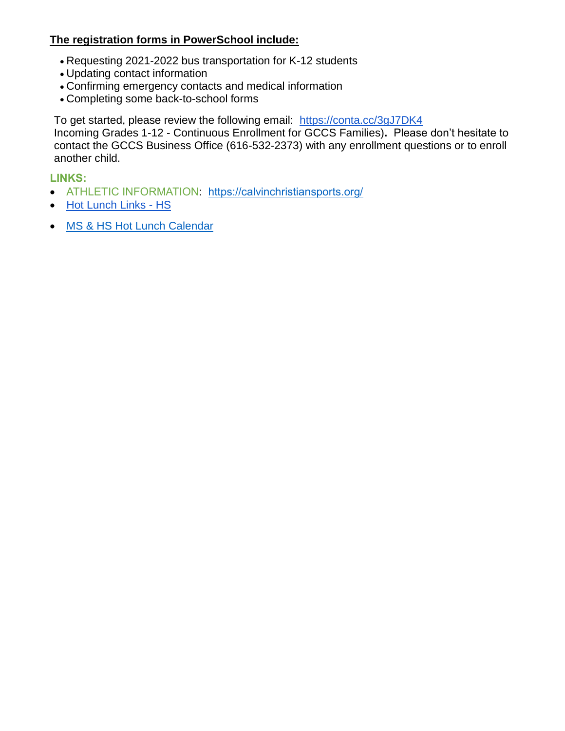**The registration forms in PowerSchool include:**

- Requesting 2021-2022 bus transportation for K-12 students
- Updating contact information
- Confirming emergency contacts and medical information
- Completing some back-to-school forms

To get started, please review the following email: https://conta.cc/3gJ7DK4
Incoming Grades 1-12 - Continuous Enrollment for GCCS Families)**.** Please don't hesitate to contact the GCCS Business Office (616-532-2373) with any enrollment questions or to enroll another child.

**LINKS:**

- ATHLETIC INFORMATION: https://calvinchristiansports.org/
- Hot Lunch Links - HS
- MS & HS Hot Lunch Calendar